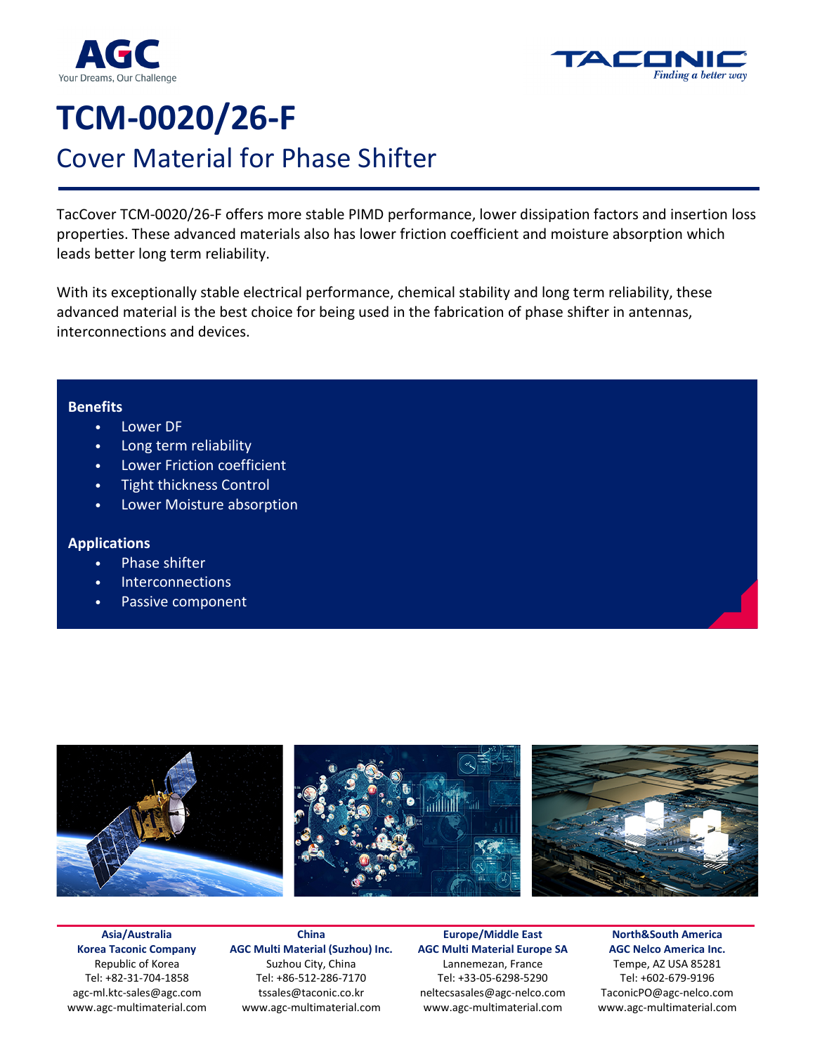AGC
Your Dreams, Our Challenge

TACONIC
Finding a better way

# TCM-0020/26-F

## Cover Material for Phase Shifter

TacCover TCM-0020/26-F offers more stable PIMD performance, lower dissipation factors and insertion loss properties. These advanced materials also has lower friction coefficient and moisture absorption which leads better long term reliability.

With its exceptionally stable electrical performance, chemical stability and long term reliability, these advanced material is the best choice for being used in the fabrication of phase shifter in antennas, interconnections and devices.

**Benefits**

- Lower DF
- Long term reliability
- Lower Friction coefficient
- Tight thickness Control
- Lower Moisture absorption

**Applications**

- Phase shifter
- Interconnections
- Passive component

**Asia/Australia**
**Korea Taconic Company**
Republic of Korea
Tel: +82-31-704-1858
agc-ml.ktc-sales@agc.com
www.agc-multimaterial.com

**China**
**AGC Multi Material (Suzhou) Inc.**
Suzhou City, China
Tel: +86-512-286-7170
tssales@taconic.co.kr
www.agc-multimaterial.com

**Europe/Middle East**
**AGC Multi Material Europe SA**
Lannemezan, France
Tel: +33-05-6298-5290
neltecsasales@agc-nelco.com
www.agc-multimaterial.com

**North&South America**
**AGC Nelco America Inc.**
Tempe, AZ USA 85281
Tel: +602-679-9196
TaconicPO@agc-nelco.com
www.agc-multimaterial.com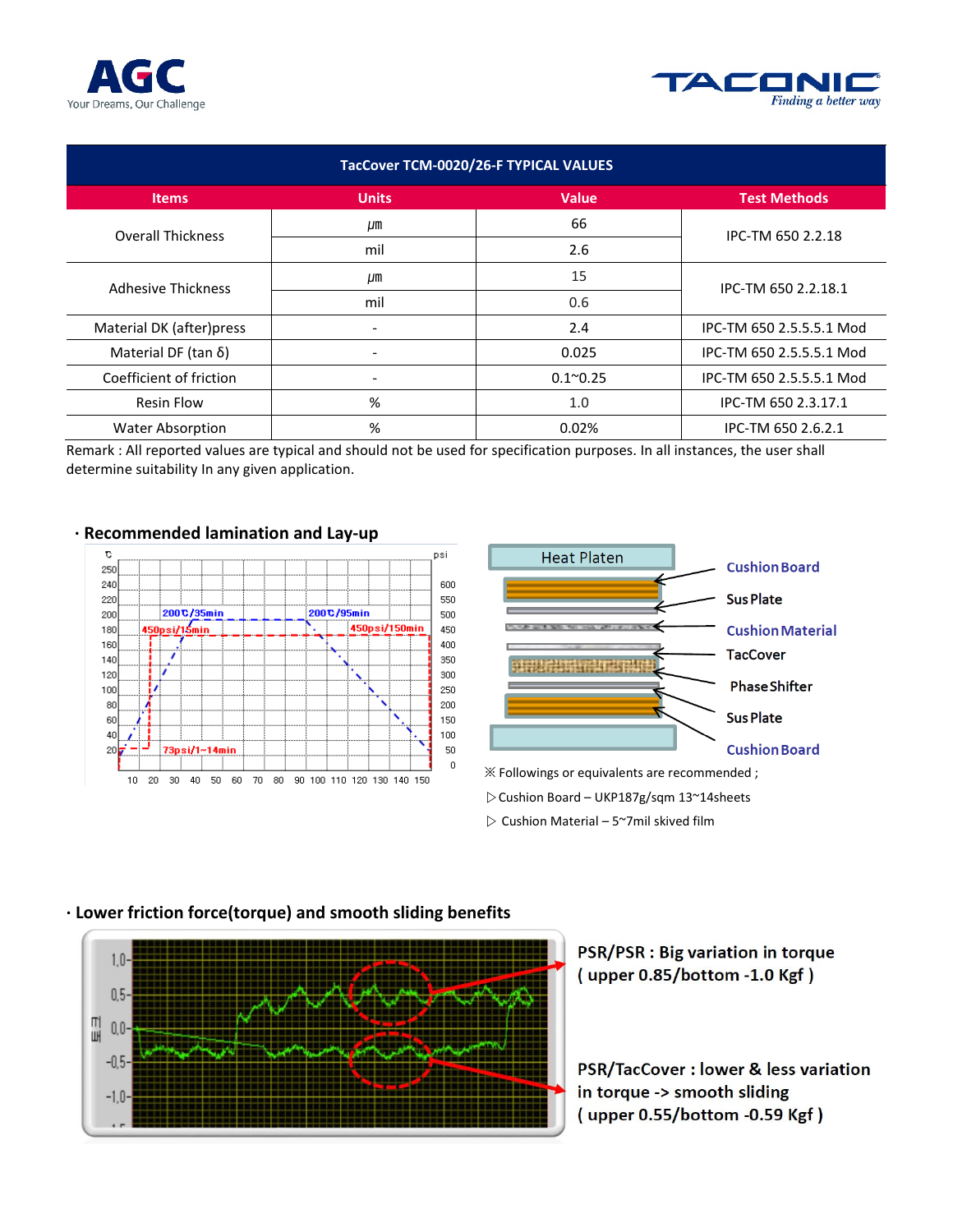AGC
Your Dreams, Our Challenge

TACONIC
Finding a better way

| TacCover TCM-0020/26-F TYPICAL VALUES | | | |
|---|---|---|---|
| **Items** | **Units** | **Value** | **Test Methods** |
| Overall Thickness | ㎛ | 66 | IPC-TM 650 2.2.18 |
| | mil | 2.6 | |
| Adhesive Thickness | ㎛ | 15 | IPC-TM 650 2.2.18.1 |
| | mil | 0.6 | |
| Material DK (after)press | - | 2.4 | IPC-TM 650 2.5.5.5.1 Mod |
| Material DF (tan δ) | - | 0.025 | IPC-TM 650 2.5.5.5.1 Mod |
| Coefficient of friction | - | 0.1~0.25 | IPC-TM 650 2.5.5.5.1 Mod |
| Resin Flow | % | 1.0 | IPC-TM 650 2.3.17.1 |
| Water Absorption | % | 0.02% | IPC-TM 650 2.6.2.1 |

Remark : All reported values are typical and should not be used for specification purposes. In all instances, the user shall determine suitability In any given application.

### · Recommended lamination and Lay-up

℃
psi
200℃/35min
200℃/95min
450psi/15min
450psi/150min
73psi/1~14min

Heat Platen
Cushion Board
Sus Plate
Cushion Material
TacCover
Phase Shifter
Sus Plate
Cushion Board

※ Followings or equivalents are recommended ;

▷ Cushion Board – UKP187g/sqm 13~14sheets

▷ Cushion Material – 5~7mil skived film

### · Lower friction force(torque) and smooth sliding benefits

**PSR/PSR : Big variation in torque ( upper 0.85/bottom -1.0 Kgf )**

**PSR/TacCover : lower & less variation in torque -> smooth sliding ( upper 0.55/bottom -0.59 Kgf )**